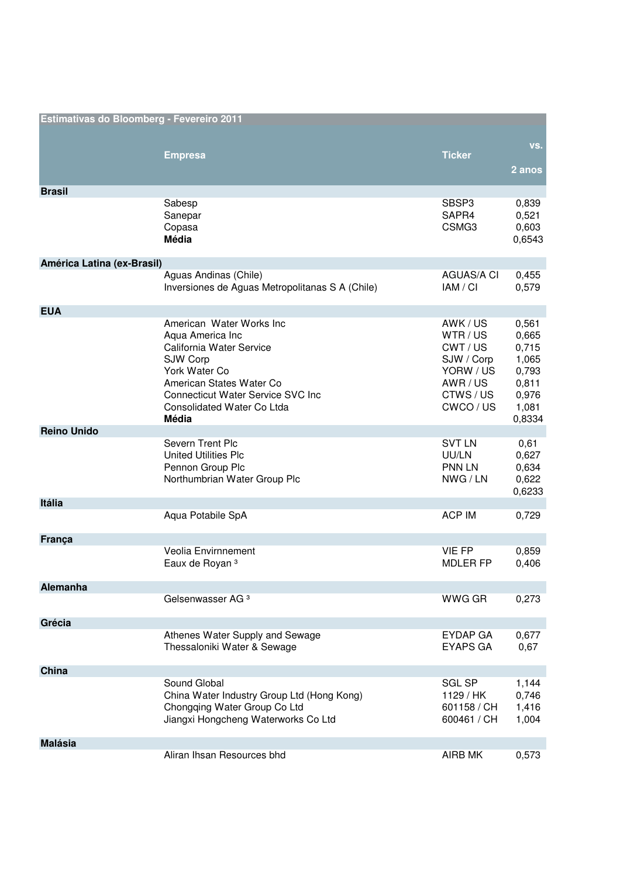| Estimativas do Bloomberg - Fevereiro 2011 | | | |
|---|---|---|---|
| | **Empresa** | **Ticker** | **vs. 2 anos** |
| **Brasil** | | | |
| | Sabesp | SBSP3 | 0,839 |
| | Sanepar | SAPR4 | 0,521 |
| | Copasa | CSMG3 | 0,603 |
| | **Média** | | 0,6543 |
| **América Latina (ex-Brasil)** | | | |
| | Aguas Andinas (Chile) | AGUAS/A CI | 0,455 |
| | Inversiones de Aguas Metropolitanas S A (Chile) | IAM / CI | 0,579 |
| **EUA** | | | |
| | American Water Works Inc | AWK / US | 0,561 |
| | Aqua America Inc | WTR / US | 0,665 |
| | California Water Service | CWT / US | 0,715 |
| | SJW Corp | SJW / Corp | 1,065 |
| | York Water Co | YORW / US | 0,793 |
| | American States Water Co | AWR / US | 0,811 |
| | Connecticut Water Service SVC Inc | CTWS / US | 0,976 |
| | Consolidated Water Co Ltda | CWCO / US | 1,081 |
| | **Média** | | 0,8334 |
| **Reino Unido** | | | |
| | Severn Trent Plc | SVT LN | 0,61 |
| | United Utilities Plc | UU/LN | 0,627 |
| | Pennon Group Plc | PNN LN | 0,634 |
| | Northumbrian Water Group Plc | NWG / LN | 0,622 |
| | | | 0,6233 |
| **Itália** | | | |
| | Aqua Potabile SpA | ACP IM | 0,729 |
| **França** | | | |
| | Veolia Envirnnement | VIE FP | 0,859 |
| | Eaux de Royan [3] | MDLER FP | 0,406 |
| **Alemanha** | | | |
| | Gelsenwasser AG [3] | WWG GR | 0,273 |
| **Grécia** | | | |
| | Athenes Water Supply and Sewage | EYDAP GA | 0,677 |
| | Thessaloniki Water & Sewage | EYAPS GA | 0,67 |
| **China** | | | |
| | Sound Global | SGL SP | 1,144 |
| | China Water Industry Group Ltd (Hong Kong) | 1129 / HK | 0,746 |
| | Chongqing Water Group Co Ltd | 601158 / CH | 1,416 |
| | Jiangxi Hongcheng Waterworks Co Ltd | 600461 / CH | 1,004 |
| **Malásia** | | | |
| | Aliran Ihsan Resources bhd | AIRB MK | 0,573 |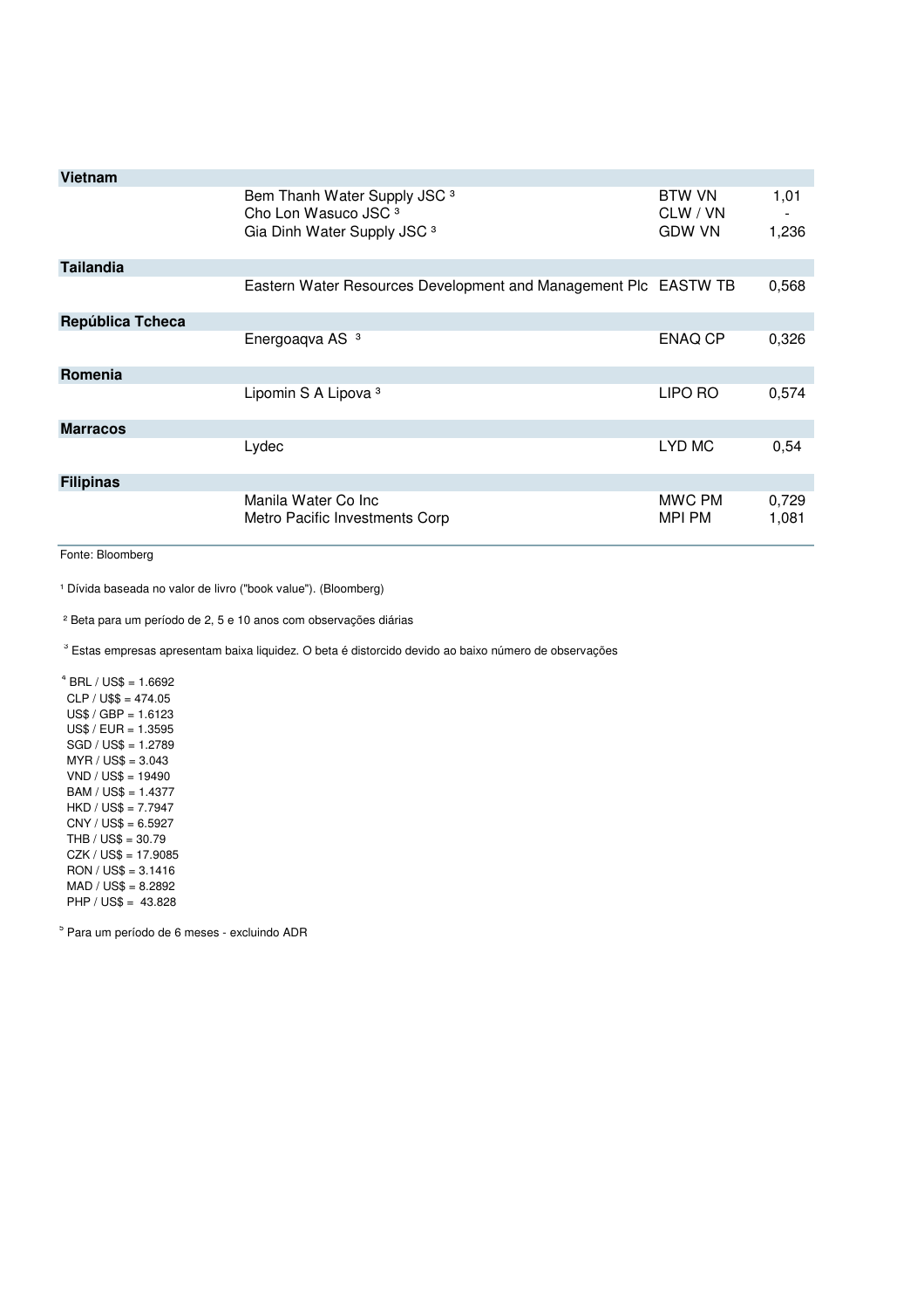| | | | |
|---|---|---|---|
| **Vietnam** | | | |
| | Bem Thanh Water Supply JSC [3] | BTW VN | 1,01 |
| | Cho Lon Wasuco JSC [3] | CLW / VN | - |
| | Gia Dinh Water Supply JSC [3] | GDW VN | 1,236 |
| **Tailandia** | | | |
| | Eastern Water Resources Development and Management Plc | EASTW TB | 0,568 |
| **República Tcheca** | | | |
| | Energoaqva AS [3] | ENAQ CP | 0,326 |
| **Romenia** | | | |
| | Lipomin S A Lipova [3] | LIPO RO | 0,574 |
| **Marracos** | | | |
| | Lydec | LYD MC | 0,54 |
| **Filipinas** | | | |
| | Manila Water Co Inc | MWC PM | 0,729 |
| | Metro Pacific Investments Corp | MPI PM | 1,081 |

Fonte: Bloomberg

[1] Dívida baseada no valor de livro ("book value"). (Bloomberg)

[2] Beta para um período de 2, 5 e 10 anos com observações diárias

[3] Estas empresas apresentam baixa liquidez. O beta é distorcido devido ao baixo número de observações

[4] BRL / US$ = 1.6692
CLP / U$$ = 474.05
US$ / GBP = 1.6123
US$ / EUR = 1.3595
SGD / US$ = 1.2789
MYR / US$ = 3.043
VND / US$ = 19490
BAM / US$ = 1.4377
HKD / US$ = 7.7947
CNY / US$ = 6.5927
THB / US$ = 30.79
CZK / US$ = 17.9085
RON / US$ = 3.1416
MAD / US$ = 8.2892
PHP / US$ = 43.828

[5] Para um período de 6 meses - excluindo ADR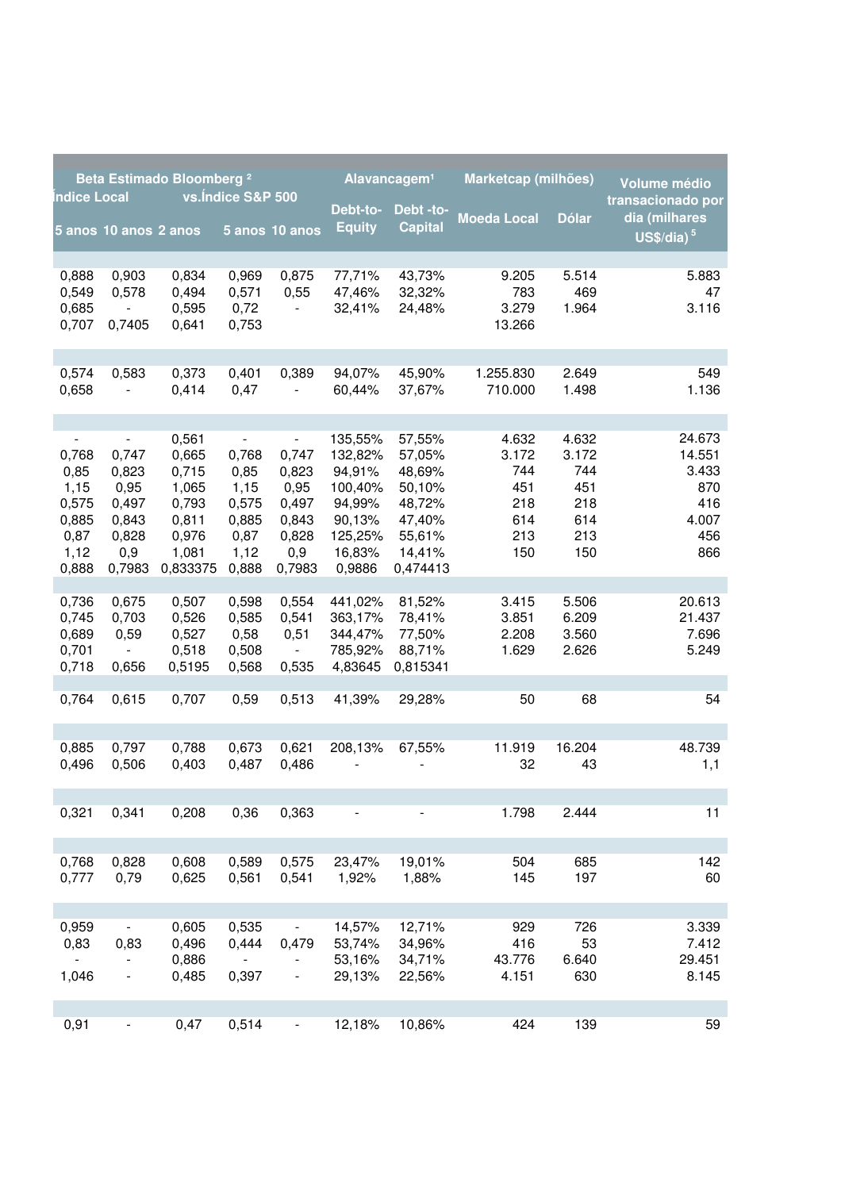| Beta Estimado Bloomberg [2] Índice Local | | vs.Índice S&P 500 | | | Alavancagem[1] | | Marketcap (milhões) | | Volume médio transacionado por dia (milhares US$/dia) [5] |
|---|---|---|---|---|---|---|---|---|---|
| 5 anos | 10 anos | 2 anos | 5 anos | 10 anos | Debt-to-Equity | Debt -to-Capital | Moeda Local | Dólar | |
| | | | | | | | | | |
| 0,888 | 0,903 | 0,834 | 0,969 | 0,875 | 77,71% | 43,73% | 9.205 | 5.514 | 5.883 |
| 0,549 | 0,578 | 0,494 | 0,571 | 0,55 | 47,46% | 32,32% | 783 | 469 | 47 |
| 0,685 | - | 0,595 | 0,72 | - | 32,41% | 24,48% | 3.279 | 1.964 | 3.116 |
| 0,707 | 0,7405 | 0,641 | 0,753 | | | | 13.266 | | |
| | | | | | | | | | |
| 0,574 | 0,583 | 0,373 | 0,401 | 0,389 | 94,07% | 45,90% | 1.255.830 | 2.649 | 549 |
| 0,658 | - | 0,414 | 0,47 | - | 60,44% | 37,67% | 710.000 | 1.498 | 1.136 |
| | | | | | | | | | |
| - | - | 0,561 | - | - | 135,55% | 57,55% | 4.632 | 4.632 | 24.673 |
| 0,768 | 0,747 | 0,665 | 0,768 | 0,747 | 132,82% | 57,05% | 3.172 | 3.172 | 14.551 |
| 0,85 | 0,823 | 0,715 | 0,85 | 0,823 | 94,91% | 48,69% | 744 | 744 | 3.433 |
| 1,15 | 0,95 | 1,065 | 1,15 | 0,95 | 100,40% | 50,10% | 451 | 451 | 870 |
| 0,575 | 0,497 | 0,793 | 0,575 | 0,497 | 94,99% | 48,72% | 218 | 218 | 416 |
| 0,885 | 0,843 | 0,811 | 0,885 | 0,843 | 90,13% | 47,40% | 614 | 614 | 4.007 |
| 0,87 | 0,828 | 0,976 | 0,87 | 0,828 | 125,25% | 55,61% | 213 | 213 | 456 |
| 1,12 | 0,9 | 1,081 | 1,12 | 0,9 | 16,83% | 14,41% | 150 | 150 | 866 |
| 0,888 | 0,7983 | 0,833375 | 0,888 | 0,7983 | 0,9886 | 0,474413 | | | |
| | | | | | | | | | |
| 0,736 | 0,675 | 0,507 | 0,598 | 0,554 | 441,02% | 81,52% | 3.415 | 5.506 | 20.613 |
| 0,745 | 0,703 | 0,526 | 0,585 | 0,541 | 363,17% | 78,41% | 3.851 | 6.209 | 21.437 |
| 0,689 | 0,59 | 0,527 | 0,58 | 0,51 | 344,47% | 77,50% | 2.208 | 3.560 | 7.696 |
| 0,701 | - | 0,518 | 0,508 | - | 785,92% | 88,71% | 1.629 | 2.626 | 5.249 |
| 0,718 | 0,656 | 0,5195 | 0,568 | 0,535 | 4,83645 | 0,815341 | | | |
| | | | | | | | | | |
| 0,764 | 0,615 | 0,707 | 0,59 | 0,513 | 41,39% | 29,28% | 50 | 68 | 54 |
| | | | | | | | | | |
| 0,885 | 0,797 | 0,788 | 0,673 | 0,621 | 208,13% | 67,55% | 11.919 | 16.204 | 48.739 |
| 0,496 | 0,506 | 0,403 | 0,487 | 0,486 | - | - | 32 | 43 | 1,1 |
| | | | | | | | | | |
| 0,321 | 0,341 | 0,208 | 0,36 | 0,363 | - | - | 1.798 | 2.444 | 11 |
| | | | | | | | | | |
| 0,768 | 0,828 | 0,608 | 0,589 | 0,575 | 23,47% | 19,01% | 504 | 685 | 142 |
| 0,777 | 0,79 | 0,625 | 0,561 | 0,541 | 1,92% | 1,88% | 145 | 197 | 60 |
| | | | | | | | | | |
| 0,959 | - | 0,605 | 0,535 | - | 14,57% | 12,71% | 929 | 726 | 3.339 |
| 0,83 | 0,83 | 0,496 | 0,444 | 0,479 | 53,74% | 34,96% | 416 | 53 | 7.412 |
| - | - | 0,886 | - | - | 53,16% | 34,71% | 43.776 | 6.640 | 29.451 |
| 1,046 | - | 0,485 | 0,397 | - | 29,13% | 22,56% | 4.151 | 630 | 8.145 |
| | | | | | | | | | |
| 0,91 | - | 0,47 | 0,514 | - | 12,18% | 10,86% | 424 | 139 | 59 |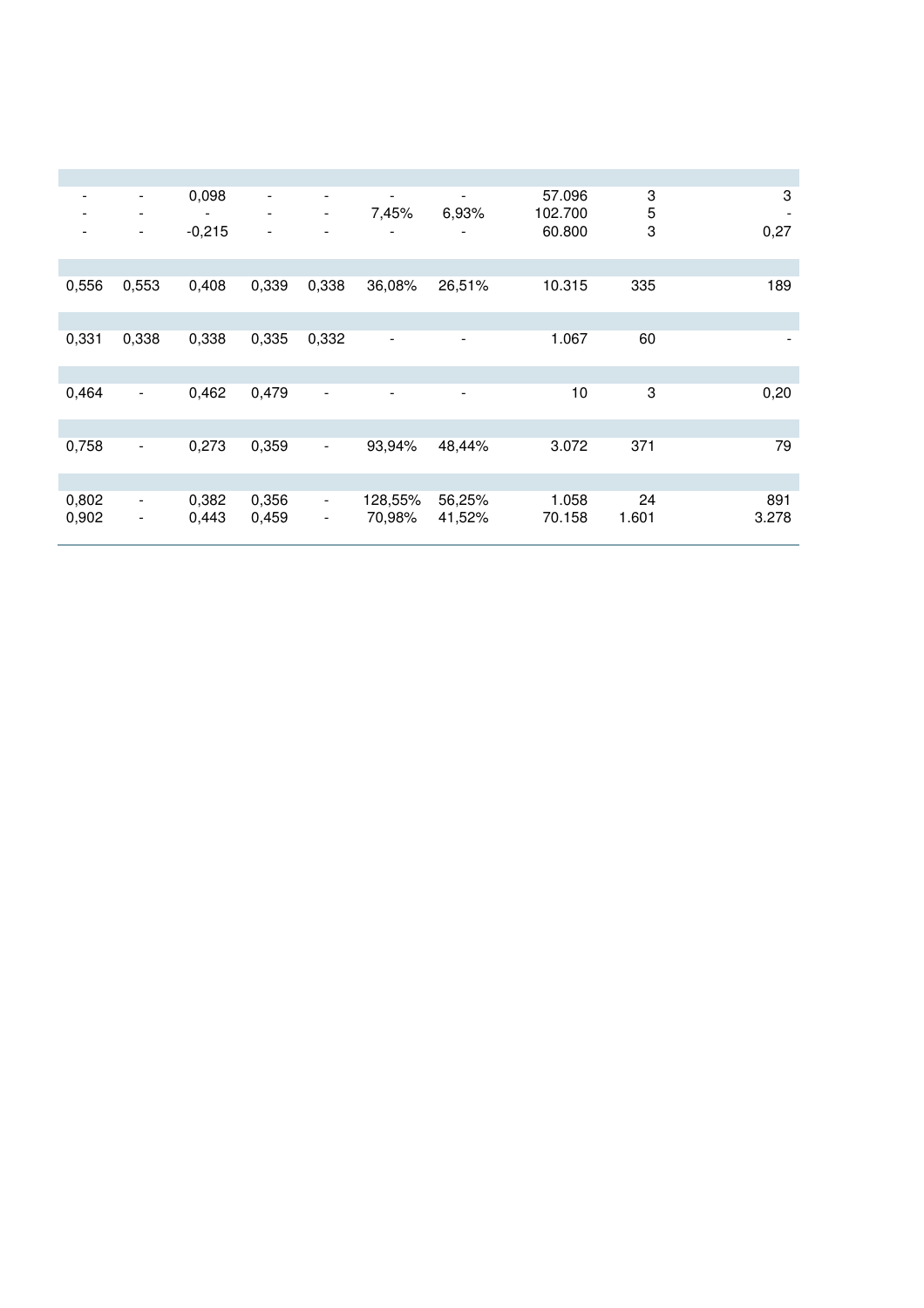| | | | | | | | | | |
|---|---|---|---|---|---|---|---|---|---|
| | | | | | | | | | |
| - | - | 0,098 | - | - | - | - | 57.096 | 3 | 3 |
| - | - | - | - | - | 7,45% | 6,93% | 102.700 | 5 | - |
| - | - | -0,215 | - | - | - | - | 60.800 | 3 | 0,27 |
| | | | | | | | | | |
| 0,556 | 0,553 | 0,408 | 0,339 | 0,338 | 36,08% | 26,51% | 10.315 | 335 | 189 |
| | | | | | | | | | |
| 0,331 | 0,338 | 0,338 | 0,335 | 0,332 | - | - | 1.067 | 60 | - |
| | | | | | | | | | |
| 0,464 | - | 0,462 | 0,479 | - | - | - | 10 | 3 | 0,20 |
| | | | | | | | | | |
| 0,758 | - | 0,273 | 0,359 | - | 93,94% | 48,44% | 3.072 | 371 | 79 |
| | | | | | | | | | |
| 0,802 | - | 0,382 | 0,356 | - | 128,55% | 56,25% | 1.058 | 24 | 891 |
| 0,902 | - | 0,443 | 0,459 | - | 70,98% | 41,52% | 70.158 | 1.601 | 3.278 |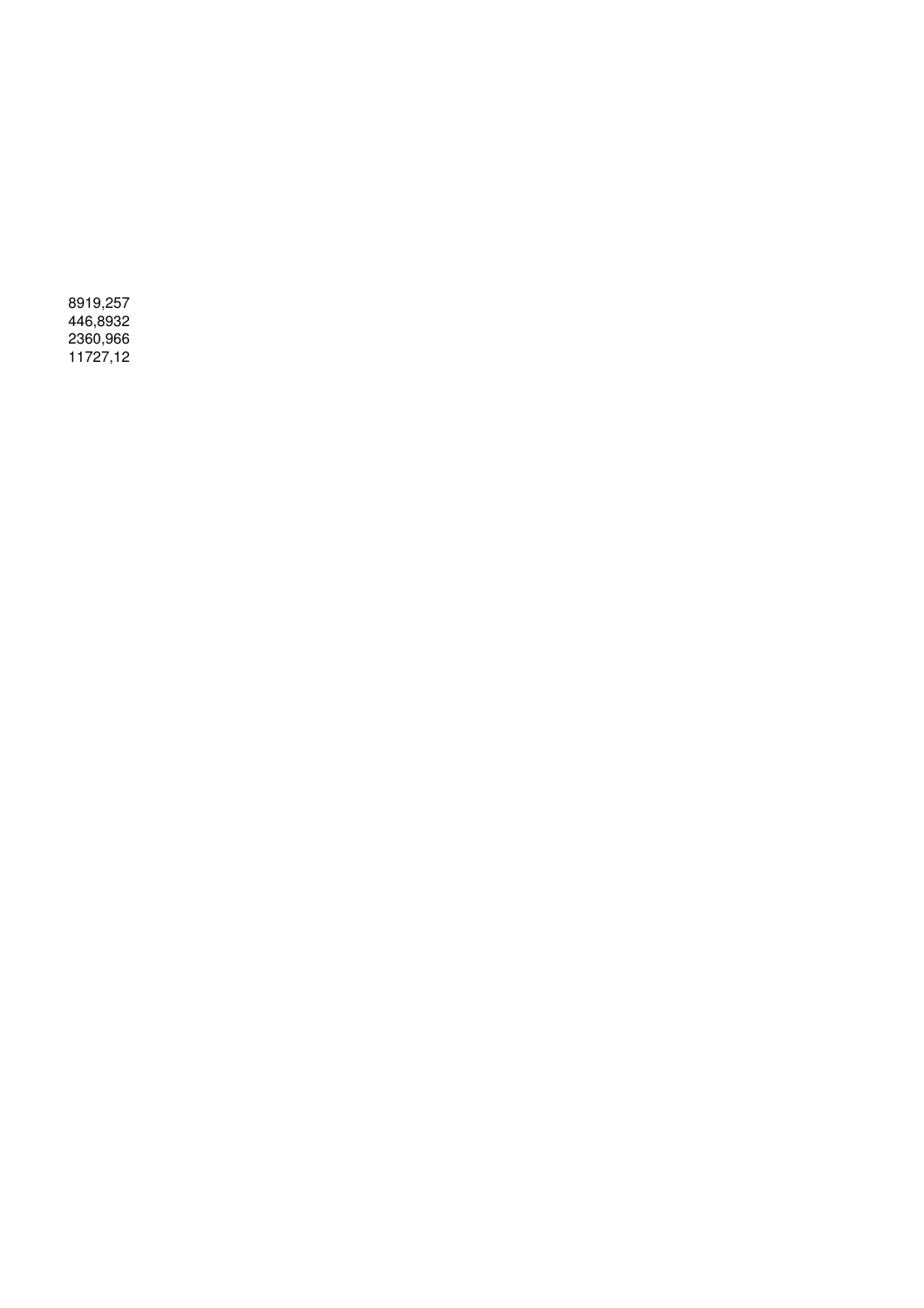8919,257
446,8932
2360,966
11727,12